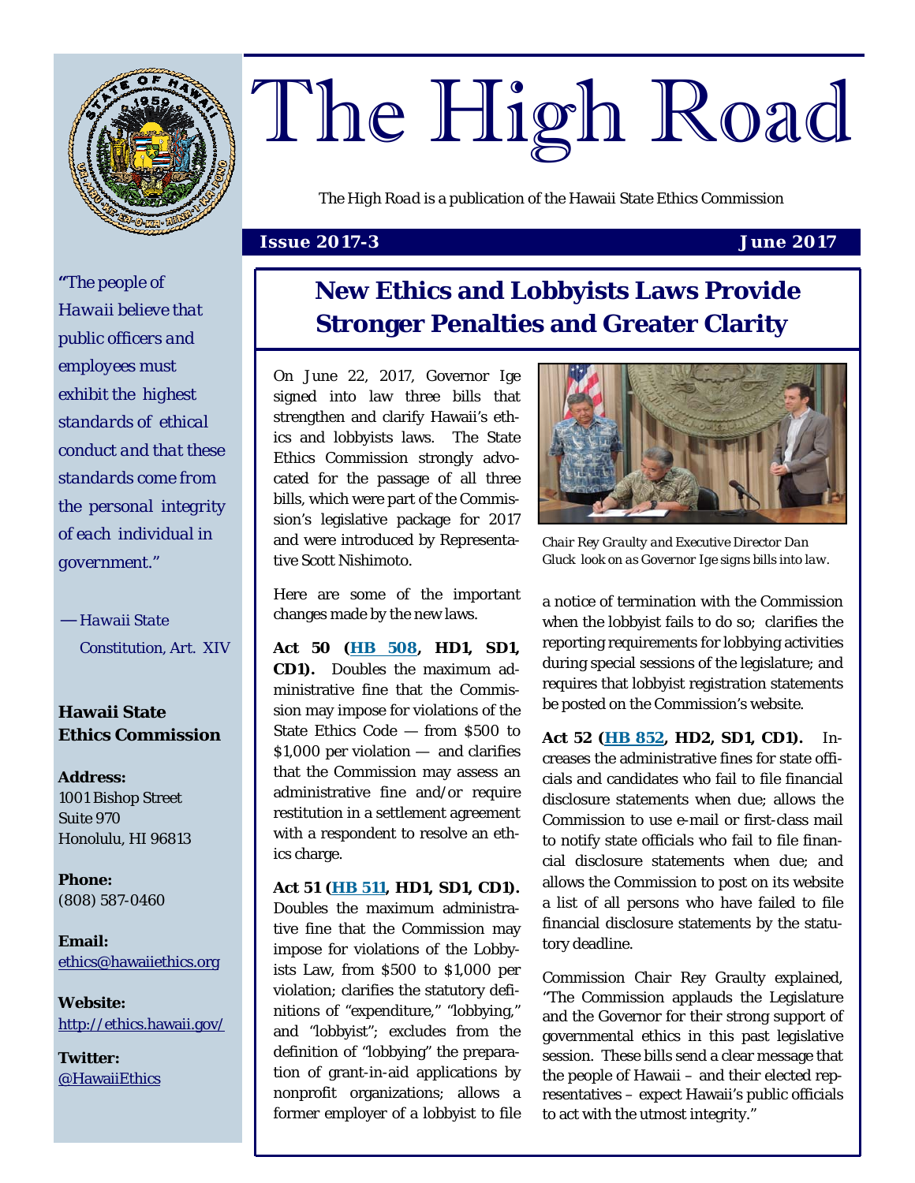# The High Road

*The High Road* is a publication of the Hawaii State Ethics Commission

**Issue 2017-3** **June 2017**

*"The people of Hawaii believe that public officers and employees must exhibit the highest standards of ethical conduct and that these standards come from the personal integrity of each individual in government."*

*— Hawaii State Constitution, Art. XIV*

**Hawaii State Ethics Commission**

**Address:**
1001 Bishop Street
Suite 970
Honolulu, HI 96813

**Phone:**
(808) 587-0460

**Email:**
ethics@hawaiiethics.org

**Website:**
http://ethics.hawaii.gov/

**Twitter:**
@HawaiiEthics

## New Ethics and Lobbyists Laws Provide Stronger Penalties and Greater Clarity

On June 22, 2017, Governor Ige signed into law three bills that strengthen and clarify Hawaii's ethics and lobbyists laws. The State Ethics Commission strongly advocated for the passage of all three bills, which were part of the Commission's legislative package for 2017 and were introduced by Representative Scott Nishimoto.

*Chair Rey Graulty and Executive Director Dan Gluck look on as Governor Ige signs bills into law.*

Here are some of the important changes made by the new laws.

**Act 50 (HB 508, HD1, SD1, CD1).** Doubles the maximum administrative fine that the Commission may impose for violations of the State Ethics Code — from $500 to $1,000 per violation — and clarifies that the Commission may assess an administrative fine and/or require restitution in a settlement agreement with a respondent to resolve an ethics charge.

**Act 51 (HB 511, HD1, SD1, CD1).** Doubles the maximum administrative fine that the Commission may impose for violations of the Lobbyists Law, from $500 to $1,000 per violation; clarifies the statutory definitions of "expenditure," "lobbying," and "lobbyist"; excludes from the definition of "lobbying" the preparation of grant-in-aid applications by nonprofit organizations; allows a former employer of a lobbyist to file a notice of termination with the Commission when the lobbyist fails to do so; clarifies the reporting requirements for lobbying activities during special sessions of the legislature; and requires that lobbyist registration statements be posted on the Commission's website.

**Act 52 (HB 852, HD2, SD1, CD1).** Increases the administrative fines for state officials and candidates who fail to file financial disclosure statements when due; allows the Commission to use e-mail or first-class mail to notify state officials who fail to file financial disclosure statements when due; and allows the Commission to post on its website a list of all persons who have failed to file financial disclosure statements by the statutory deadline.

Commission Chair Rey Graulty explained, "The Commission applauds the Legislature and the Governor for their strong support of governmental ethics in this past legislative session. These bills send a clear message that the people of Hawaii – and their elected representatives – expect Hawaii's public officials to act with the utmost integrity."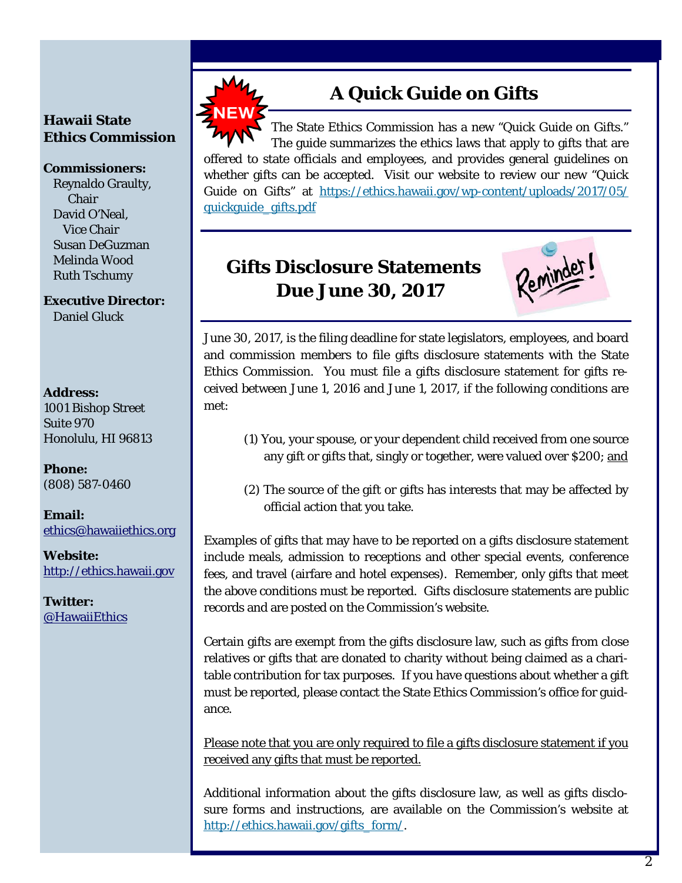**Hawaii State Ethics Commission**

**Commissioners:**
Reynaldo Graulty, Chair
David O'Neal, Vice Chair
Susan DeGuzman
Melinda Wood
Ruth Tschumy

**Executive Director:**
Daniel Gluck

**Address:**
1001 Bishop Street
Suite 970
Honolulu, HI 96813

**Phone:**
(808) 587-0460

**Email:**
ethics@hawaiiethics.org

**Website:**
http://ethics.hawaii.gov

**Twitter:**
@HawaiiEthics

## A Quick Guide on Gifts

NEW

The State Ethics Commission has a new "Quick Guide on Gifts." The guide summarizes the ethics laws that apply to gifts that are offered to state officials and employees, and provides general guidelines on whether gifts can be accepted. Visit our website to review our new "Quick Guide on Gifts" at https://ethics.hawaii.gov/wp-content/uploads/2017/05/quickguide_gifts.pdf

## Gifts Disclosure Statements Due June 30, 2017

Reminder!

June 30, 2017, is the filing deadline for state legislators, employees, and board and commission members to file gifts disclosure statements with the State Ethics Commission. You must file a gifts disclosure statement for gifts received between June 1, 2016 and June 1, 2017, if the following conditions are met:

(1) You, your spouse, or your dependent child received from one source any gift or gifts that, singly or together, were valued over $200; and

(2) The source of the gift or gifts has interests that may be affected by official action that you take.

Examples of gifts that may have to be reported on a gifts disclosure statement include meals, admission to receptions and other special events, conference fees, and travel (airfare and hotel expenses). Remember, only gifts that meet the above conditions must be reported. Gifts disclosure statements are public records and are posted on the Commission's website.

Certain gifts are exempt from the gifts disclosure law, such as gifts from close relatives or gifts that are donated to charity without being claimed as a charitable contribution for tax purposes. If you have questions about whether a gift must be reported, please contact the State Ethics Commission's office for guidance.

Please note that you are only required to file a gifts disclosure statement if you received any gifts that must be reported.

Additional information about the gifts disclosure law, as well as gifts disclosure forms and instructions, are available on the Commission's website at http://ethics.hawaii.gov/gifts_form/.